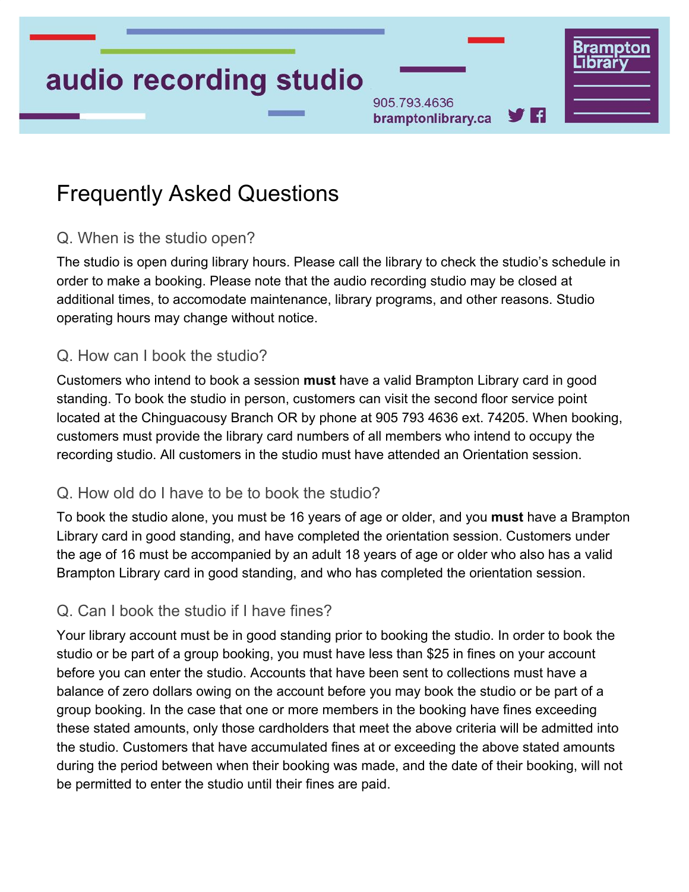# audio recording studio

905.793.4636
bramptonlibrary.ca

Brampton Library

## Frequently Asked Questions

### Q. When is the studio open?

The studio is open during library hours. Please call the library to check the studio's schedule in order to make a booking. Please note that the audio recording studio may be closed at additional times, to accomodate maintenance, library programs, and other reasons. Studio operating hours may change without notice.

### Q. How can I book the studio?

Customers who intend to book a session **must** have a valid Brampton Library card in good standing. To book the studio in person, customers can visit the second floor service point located at the Chinguacousy Branch OR by phone at 905 793 4636 ext. 74205. When booking, customers must provide the library card numbers of all members who intend to occupy the recording studio. All customers in the studio must have attended an Orientation session.

### Q. How old do I have to be to book the studio?

To book the studio alone, you must be 16 years of age or older, and you **must** have a Brampton Library card in good standing, and have completed the orientation session. Customers under the age of 16 must be accompanied by an adult 18 years of age or older who also has a valid Brampton Library card in good standing, and who has completed the orientation session.

### Q. Can I book the studio if I have fines?

Your library account must be in good standing prior to booking the studio. In order to book the studio or be part of a group booking, you must have less than $25 in fines on your account before you can enter the studio. Accounts that have been sent to collections must have a balance of zero dollars owing on the account before you may book the studio or be part of a group booking. In the case that one or more members in the booking have fines exceeding these stated amounts, only those cardholders that meet the above criteria will be admitted into the studio. Customers that have accumulated fines at or exceeding the above stated amounts during the period between when their booking was made, and the date of their booking, will not be permitted to enter the studio until their fines are paid.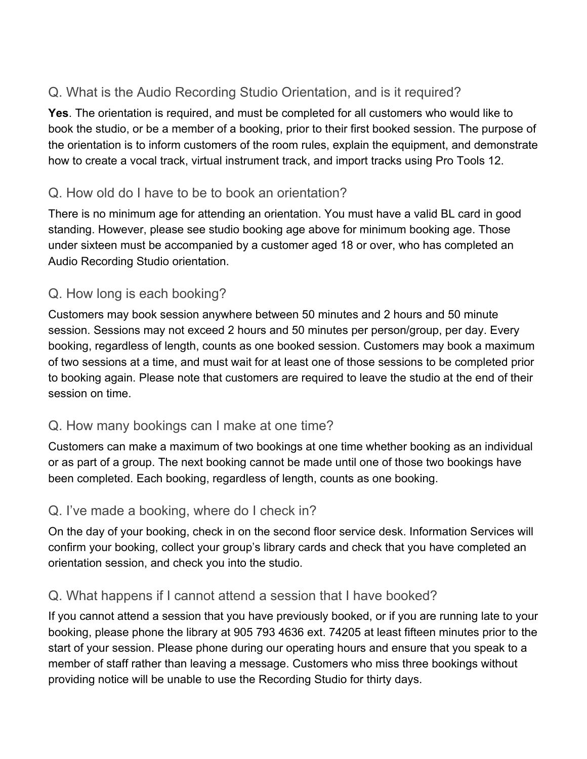## Q. What is the Audio Recording Studio Orientation, and is it required?

**Yes**. The orientation is required, and must be completed for all customers who would like to book the studio, or be a member of a booking, prior to their first booked session. The purpose of the orientation is to inform customers of the room rules, explain the equipment, and demonstrate how to create a vocal track, virtual instrument track, and import tracks using Pro Tools 12.

## Q. How old do I have to be to book an orientation?

There is no minimum age for attending an orientation. You must have a valid BL card in good standing. However, please see studio booking age above for minimum booking age. Those under sixteen must be accompanied by a customer aged 18 or over, who has completed an Audio Recording Studio orientation.

## Q. How long is each booking?

Customers may book session anywhere between 50 minutes and 2 hours and 50 minute session. Sessions may not exceed 2 hours and 50 minutes per person/group, per day. Every booking, regardless of length, counts as one booked session. Customers may book a maximum of two sessions at a time, and must wait for at least one of those sessions to be completed prior to booking again. Please note that customers are required to leave the studio at the end of their session on time.

## Q. How many bookings can I make at one time?

Customers can make a maximum of two bookings at one time whether booking as an individual or as part of a group. The next booking cannot be made until one of those two bookings have been completed. Each booking, regardless of length, counts as one booking.

## Q. I've made a booking, where do I check in?

On the day of your booking, check in on the second floor service desk. Information Services will confirm your booking, collect your group's library cards and check that you have completed an orientation session, and check you into the studio.

## Q. What happens if I cannot attend a session that I have booked?

If you cannot attend a session that you have previously booked, or if you are running late to your booking, please phone the library at 905 793 4636 ext. 74205 at least fifteen minutes prior to the start of your session. Please phone during our operating hours and ensure that you speak to a member of staff rather than leaving a message. Customers who miss three bookings without providing notice will be unable to use the Recording Studio for thirty days.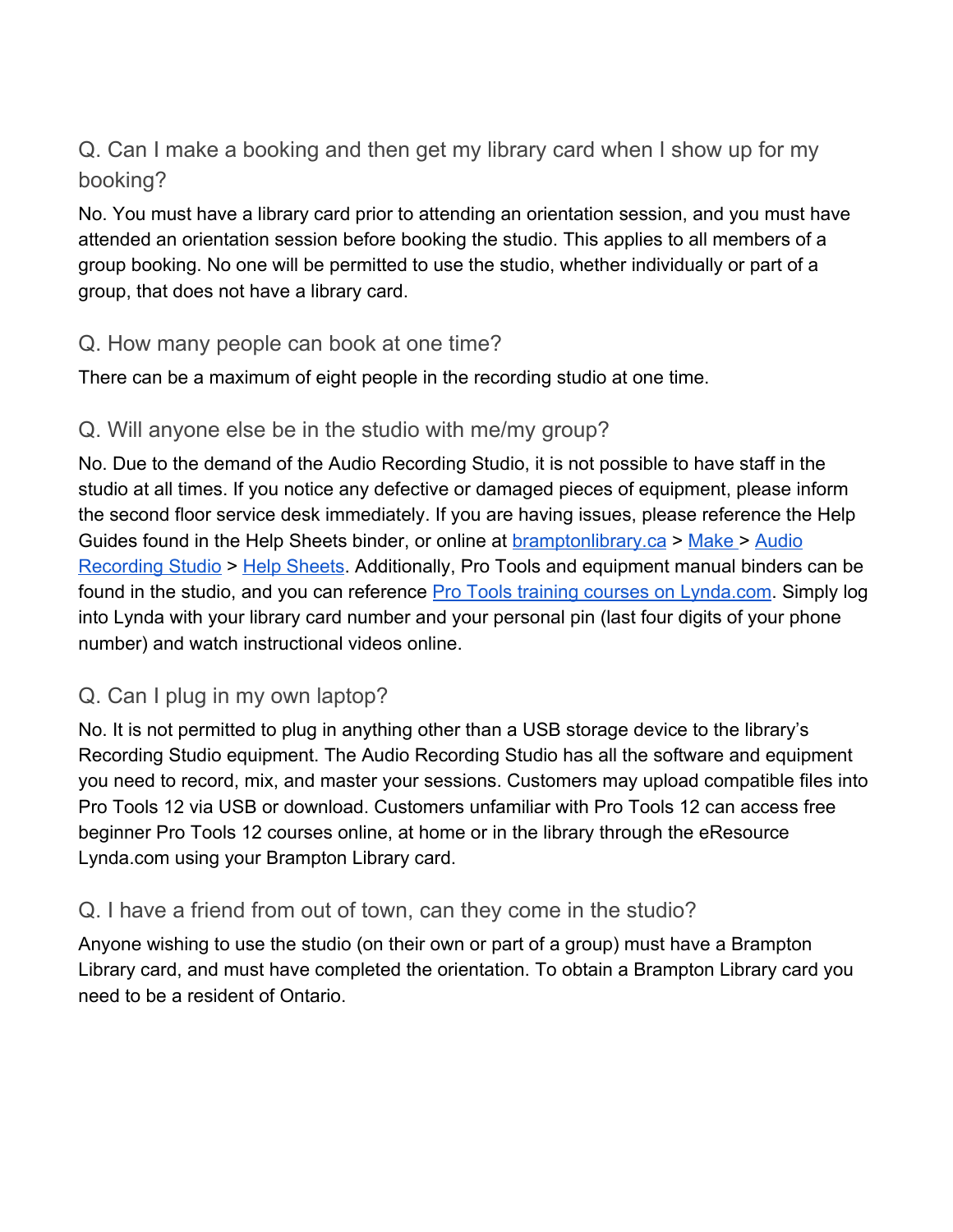### Q. Can I make a booking and then get my library card when I show up for my booking?

No. You must have a library card prior to attending an orientation session, and you must have attended an orientation session before booking the studio. This applies to all members of a group booking. No one will be permitted to use the studio, whether individually or part of a group, that does not have a library card.

### Q. How many people can book at one time?

There can be a maximum of eight people in the recording studio at one time.

### Q. Will anyone else be in the studio with me/my group?

No. Due to the demand of the Audio Recording Studio, it is not possible to have staff in the studio at all times. If you notice any defective or damaged pieces of equipment, please inform the second floor service desk immediately. If you are having issues, please reference the Help Guides found in the Help Sheets binder, or online at [bramptonlibrary.ca]() > [Make]() > [Audio Recording Studio]() > [Help Sheets](). Additionally, Pro Tools and equipment manual binders can be found in the studio, and you can reference [Pro Tools training courses on Lynda.com](). Simply log into Lynda with your library card number and your personal pin (last four digits of your phone number) and watch instructional videos online.

### Q. Can I plug in my own laptop?

No. It is not permitted to plug in anything other than a USB storage device to the library's Recording Studio equipment. The Audio Recording Studio has all the software and equipment you need to record, mix, and master your sessions. Customers may upload compatible files into Pro Tools 12 via USB or download. Customers unfamiliar with Pro Tools 12 can access free beginner Pro Tools 12 courses online, at home or in the library through the eResource Lynda.com using your Brampton Library card.

### Q. I have a friend from out of town, can they come in the studio?

Anyone wishing to use the studio (on their own or part of a group) must have a Brampton Library card, and must have completed the orientation. To obtain a Brampton Library card you need to be a resident of Ontario.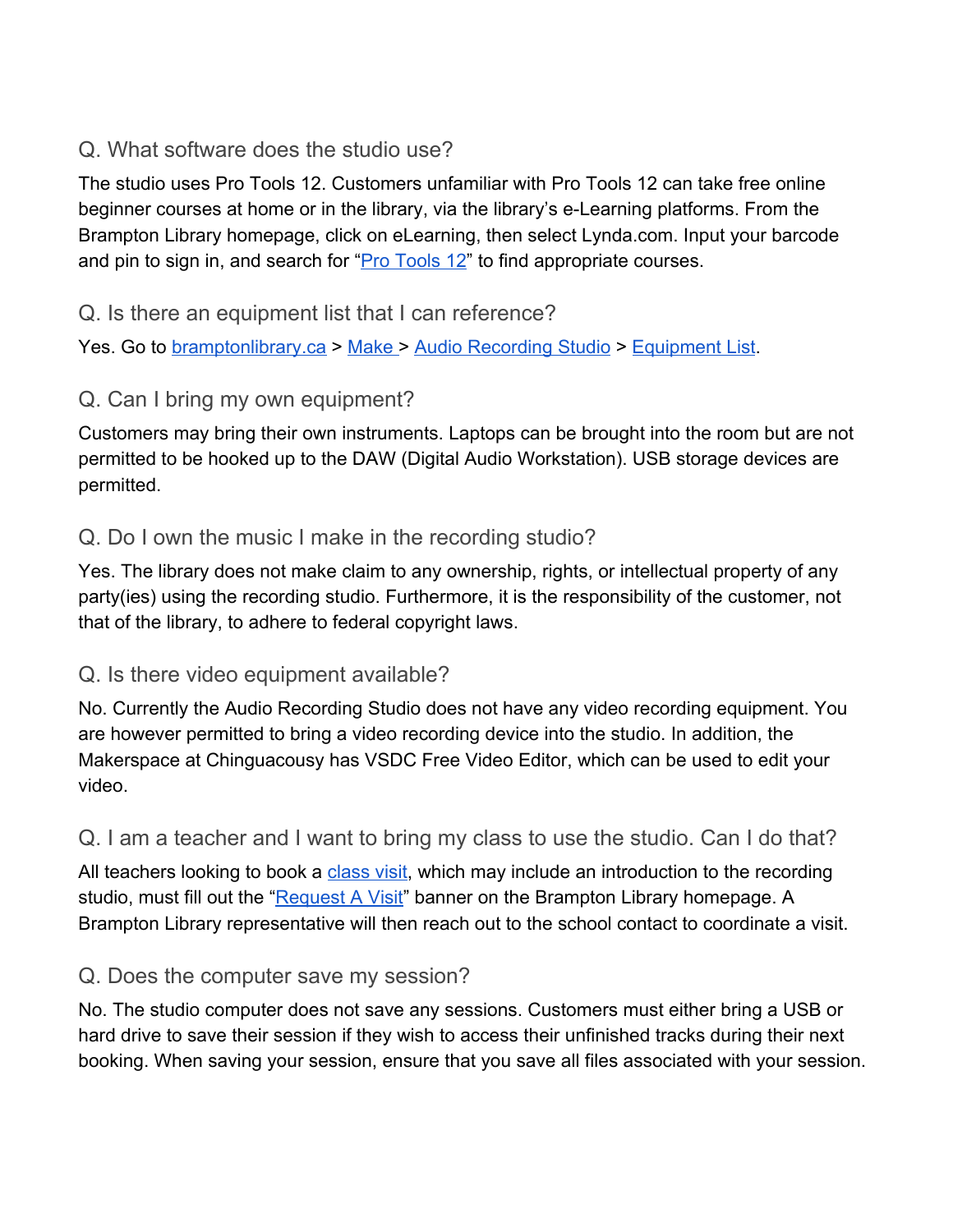### Q. What software does the studio use?

The studio uses Pro Tools 12. Customers unfamiliar with Pro Tools 12 can take free online beginner courses at home or in the library, via the library's e-Learning platforms. From the Brampton Library homepage, click on eLearning, then select Lynda.com. Input your barcode and pin to sign in, and search for "Pro Tools 12" to find appropriate courses.

### Q. Is there an equipment list that I can reference?

Yes. Go to bramptonlibrary.ca > Make > Audio Recording Studio > Equipment List.

### Q. Can I bring my own equipment?

Customers may bring their own instruments. Laptops can be brought into the room but are not permitted to be hooked up to the DAW (Digital Audio Workstation). USB storage devices are permitted.

### Q. Do I own the music I make in the recording studio?

Yes. The library does not make claim to any ownership, rights, or intellectual property of any party(ies) using the recording studio. Furthermore, it is the responsibility of the customer, not that of the library, to adhere to federal copyright laws.

### Q. Is there video equipment available?

No. Currently the Audio Recording Studio does not have any video recording equipment. You are however permitted to bring a video recording device into the studio. In addition, the Makerspace at Chinguacousy has VSDC Free Video Editor, which can be used to edit your video.

### Q. I am a teacher and I want to bring my class to use the studio. Can I do that?

All teachers looking to book a class visit, which may include an introduction to the recording studio, must fill out the "Request A Visit" banner on the Brampton Library homepage. A Brampton Library representative will then reach out to the school contact to coordinate a visit.

### Q. Does the computer save my session?

No. The studio computer does not save any sessions. Customers must either bring a USB or hard drive to save their session if they wish to access their unfinished tracks during their next booking. When saving your session, ensure that you save all files associated with your session.